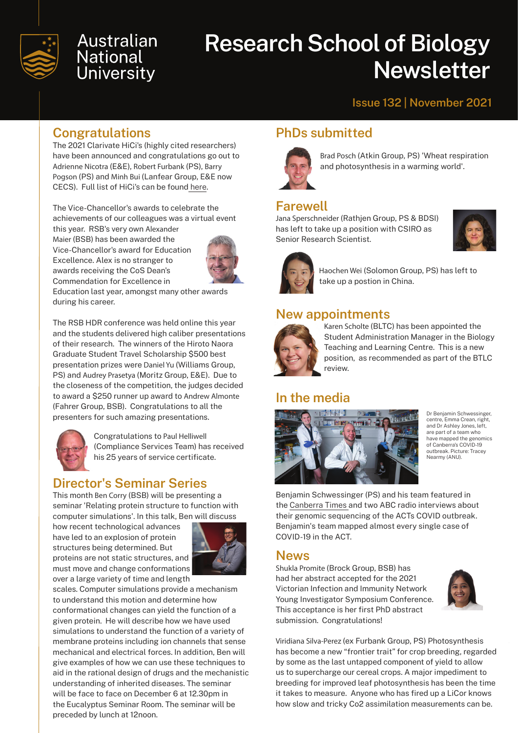# Australian National University

# Research School of Biology Newsletter

Issue 132 | November 2021

## Congratulations

The 2021 Clarivate HiCi's (highly cited researchers) have been announced and congratulations go out to Adrienne Nicotra (E&E), Robert Furbank (PS), Barry Pogson (PS) and Minh Bui (Lanfear Group, E&E now CECS). Full list of HiCi's can be found here.

The Vice-Chancellor's awards to celebrate the achievements of our colleagues was a virtual event this year. RSB's very own Alexander Maier (BSB) has been awarded the Vice-Chancellor's award for Education Excellence. Alex is no stranger to awards receiving the CoS Dean's Commendation for Excellence in Education last year, amongst many other awards during his career.

The RSB HDR conference was held online this year and the students delivered high caliber presentations of their research. The winners of the Hiroto Naora Graduate Student Travel Scholarship $500 best presentation prizes were Daniel Yu (Williams Group, PS) and Audrey Prasetya (Moritz Group, E&E). Due to the closeness of the competition, the judges decided to award a $250 runner up award to Andrew Almonte (Fahrer Group, BSB). Congratulations to all the presenters for such amazing presentations.

Congratulations to Paul Helliwell (Compliance Services Team) has received his 25 years of service certificate.

## Director's Seminar Series

This month Ben Corry (BSB) will be presenting a seminar 'Relating protein structure to function with computer simulations'. In this talk, Ben will discuss how recent technological advances have led to an explosion of protein structures being determined. But proteins are not static structures, and must move and change conformations over a large variety of time and length scales. Computer simulations provide a mechanism to understand this motion and determine how conformational changes can yield the function of a given protein. He will describe how we have used simulations to understand the function of a variety of membrane proteins including ion channels that sense mechanical and electrical forces. In addition, Ben will give examples of how we can use these techniques to aid in the rational design of drugs and the mechanistic understanding of inherited diseases. The seminar will be face to face on December 6 at 12.30pm in the Eucalyptus Seminar Room. The seminar will be preceded by lunch at 12noon.

## PhDs submitted

Brad Posch (Atkin Group, PS) 'Wheat respiration and photosynthesis in a warming world'.

## Farewell

Jana Sperschneider (Rathjen Group, PS & BDSI) has left to take up a position with CSIRO as Senior Research Scientist.

Haochen Wei (Solomon Group, PS) has left to take up a postion in China.

## New appointments

Karen Scholte (BLTC) has been appointed the Student Administration Manager in the Biology Teaching and Learning Centre. This is a new position, as recommended as part of the BTLC review.

## In the media

Dr Benjamin Schwessinger, centre, Emma Crean, right, and Dr Ashley Jones, left, are part of a team who have mapped the genomics of Canberra's COVID-19 outbreak. Picture: Tracey Nearmy (ANU).

Benjamin Schwessinger (PS) and his team featured in the Canberra Times and two ABC radio interviews about their genomic sequencing of the ACTs COVID outbreak. Benjamin's team mapped almost every single case of COVID-19 in the ACT.

## News

Shukla Promite (Brock Group, BSB) has had her abstract accepted for the 2021 Victorian Infection and Immunity Network Young Investigator Symposium Conference. This acceptance is her first PhD abstract submission. Congratulations!

Viridiana Silva-Perez (ex Furbank Group, PS) Photosynthesis has become a new "frontier trait" for crop breeding, regarded by some as the last untapped component of yield to allow us to supercharge our cereal crops. A major impediment to breeding for improved leaf photosynthesis has been the time it takes to measure. Anyone who has fired up a LiCor knows how slow and tricky Co2 assimilation measurements can be.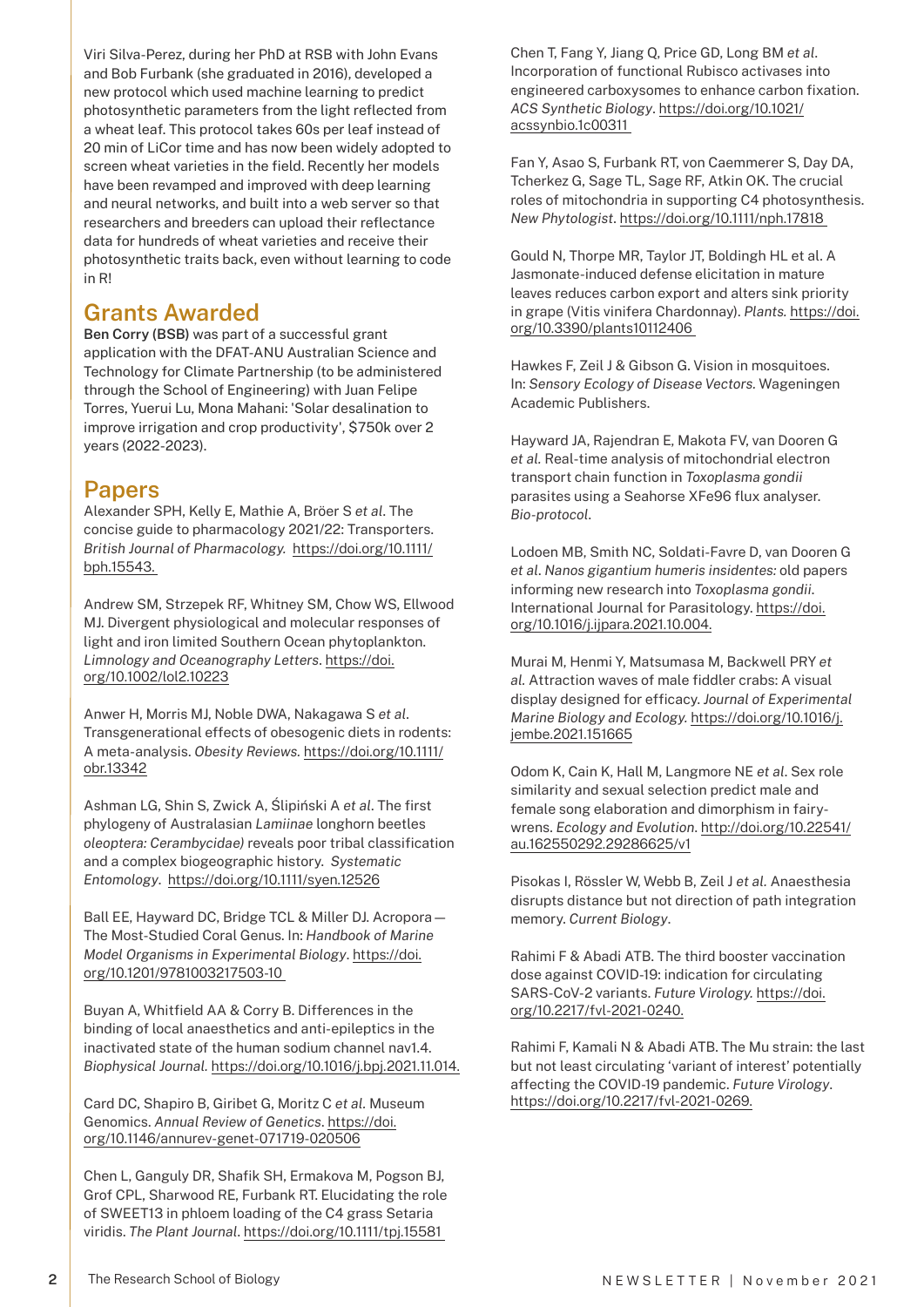Viri Silva-Perez, during her PhD at RSB with John Evans and Bob Furbank (she graduated in 2016), developed a new protocol which used machine learning to predict photosynthetic parameters from the light reflected from a wheat leaf. This protocol takes 60s per leaf instead of 20 min of LiCor time and has now been widely adopted to screen wheat varieties in the field. Recently her models have been revamped and improved with deep learning and neural networks, and built into a web server so that researchers and breeders can upload their reflectance data for hundreds of wheat varieties and receive their photosynthetic traits back, even without learning to code in R!

## Grants Awarded

**Ben Corry (BSB)** was part of a successful grant application with the DFAT-ANU Australian Science and Technology for Climate Partnership (to be administered through the School of Engineering) with Juan Felipe Torres, Yuerui Lu, Mona Mahani: 'Solar desalination to improve irrigation and crop productivity', $750k over 2 years (2022-2023).

## Papers

Alexander SPH, Kelly E, Mathie A, Bröer S *et al*. The concise guide to pharmacology 2021/22: Transporters. *British Journal of Pharmacology.* https://doi.org/10.1111/bph.15543.

Andrew SM, Strzepek RF, Whitney SM, Chow WS, Ellwood MJ. Divergent physiological and molecular responses of light and iron limited Southern Ocean phytoplankton. *Limnology and Oceanography Letters*. https://doi.org/10.1002/lol2.10223

Anwer H, Morris MJ, Noble DWA, Nakagawa S *et al*. Transgenerational effects of obesogenic diets in rodents: A meta-analysis. *Obesity Reviews.* https://doi.org/10.1111/obr.13342

Ashman LG, Shin S, Zwick A, Ślipiński A *et al*. The first phylogeny of Australasian *Lamiinae* longhorn beetles *oleoptera: Cerambycidae)* reveals poor tribal classification and a complex biogeographic history. *Systematic Entomology*. https://doi.org/10.1111/syen.12526

Ball EE, Hayward DC, Bridge TCL & Miller DJ. Acropora — The Most-Studied Coral Genus. In: *Handbook of Marine Model Organisms in Experimental Biology*. https://doi.org/10.1201/9781003217503-10

Buyan A, Whitfield AA & Corry B. Differences in the binding of local anaesthetics and anti-epileptics in the inactivated state of the human sodium channel nav1.4. *Biophysical Journal.* https://doi.org/10.1016/j.bpj.2021.11.014.

Card DC, Shapiro B, Giribet G, Moritz C *et al*. Museum Genomics. *Annual Review of Genetics*. https://doi.org/10.1146/annurev-genet-071719-020506

Chen L, Ganguly DR, Shafik SH, Ermakova M, Pogson BJ, Grof CPL, Sharwood RE, Furbank RT. Elucidating the role of SWEET13 in phloem loading of the C4 grass Setaria viridis. *The Plant Journal*. https://doi.org/10.1111/tpj.15581

Chen T, Fang Y, Jiang Q, Price GD, Long BM *et al*. Incorporation of functional Rubisco activases into engineered carboxysomes to enhance carbon fixation. *ACS Synthetic Biology*. https://doi.org/10.1021/acssynbio.1c00311

Fan Y, Asao S, Furbank RT, von Caemmerer S, Day DA, Tcherkez G, Sage TL, Sage RF, Atkin OK. The crucial roles of mitochondria in supporting C4 photosynthesis. *New Phytologist*. https://doi.org/10.1111/nph.17818

Gould N, Thorpe MR, Taylor JT, Boldingh HL et al. A Jasmonate-induced defense elicitation in mature leaves reduces carbon export and alters sink priority in grape (Vitis vinifera Chardonnay). *Plants.* https://doi.org/10.3390/plants10112406

Hawkes F, Zeil J & Gibson G. Vision in mosquitoes. In: *Sensory Ecology of Disease Vectors*. Wageningen Academic Publishers.

Hayward JA, Rajendran E, Makota FV, van Dooren G *et al.* Real-time analysis of mitochondrial electron transport chain function in *Toxoplasma gondii* parasites using a Seahorse XFe96 flux analyser. *Bio-protocol*.

Lodoen MB, Smith NC, Soldati-Favre D, van Dooren G *et al*. *Nanos gigantium humeris insidentes:* old papers informing new research into *Toxoplasma gondii*. International Journal for Parasitology. https://doi.org/10.1016/j.ijpara.2021.10.004.

Murai M, Henmi Y, Matsumasa M, Backwell PRY *et al.* Attraction waves of male fiddler crabs: A visual display designed for efficacy. *Journal of Experimental Marine Biology and Ecology.* https://doi.org/10.1016/j.jembe.2021.151665

Odom K, Cain K, Hall M, Langmore NE *et al*. Sex role similarity and sexual selection predict male and female song elaboration and dimorphism in fairy-wrens. *Ecology and Evolution*. http://doi.org/10.22541/au.162550292.29286625/v1

Pisokas I, Rössler W, Webb B, Zeil J *et al.* Anaesthesia disrupts distance but not direction of path integration memory. *Current Biology*.

Rahimi F & Abadi ATB. The third booster vaccination dose against COVID-19: indication for circulating SARS-CoV-2 variants. *Future Virology.* https://doi.org/10.2217/fvl-2021-0240.

Rahimi F, Kamali N & Abadi ATB. The Mu strain: the last but not least circulating 'variant of interest' potentially affecting the COVID-19 pandemic. *Future Virology*. https://doi.org/10.2217/fvl-2021-0269.